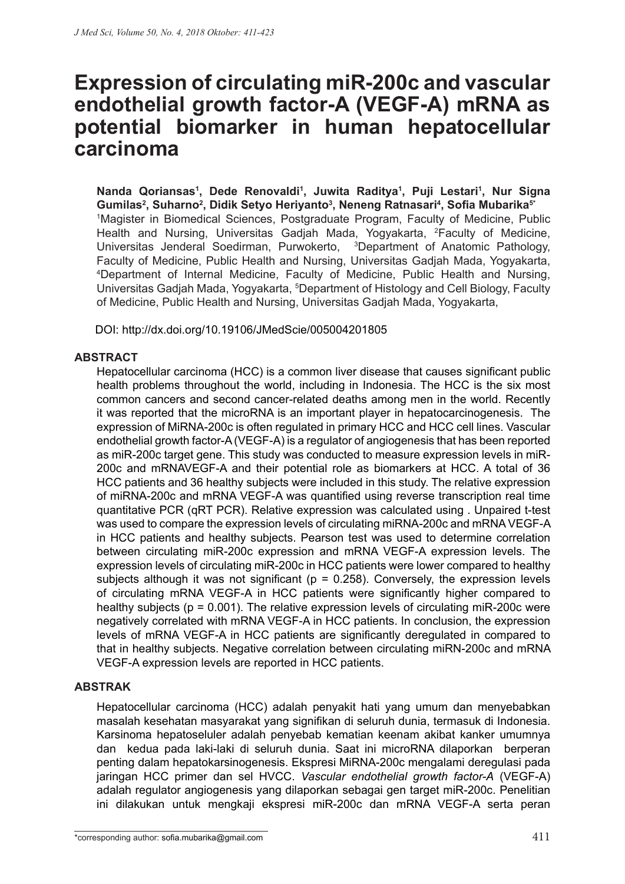# Expression of circulating miR-200c and vascular endothelial growth factor-A (VEGF-A) mRNA as potential biomarker in human hepatocellular carcinoma

**Nanda Qoriansas[1], Dede Renovaldi[1], Juwita Raditya[1], Puji Lestari[1], Nur Signa Gumilas[2], Suharno[2], Didik Setyo Heriyanto[3], Neneng Ratnasari[4], Sofia Mubarika[5*]**

[1]Magister in Biomedical Sciences, Postgraduate Program, Faculty of Medicine, Public Health and Nursing, Universitas Gadjah Mada, Yogyakarta, [2]Faculty of Medicine, Universitas Jenderal Soedirman, Purwokerto, [3]Department of Anatomic Pathology, Faculty of Medicine, Public Health and Nursing, Universitas Gadjah Mada, Yogyakarta, [4]Department of Internal Medicine, Faculty of Medicine, Public Health and Nursing, Universitas Gadjah Mada, Yogyakarta, [5]Department of Histology and Cell Biology, Faculty of Medicine, Public Health and Nursing, Universitas Gadjah Mada, Yogyakarta,

DOI: http://dx.doi.org/10.19106/JMedScie/005004201805

## ABSTRACT

Hepatocellular carcinoma (HCC) is a common liver disease that causes significant public health problems throughout the world, including in Indonesia. The HCC is the six most common cancers and second cancer-related deaths among men in the world. Recently it was reported that the microRNA is an important player in hepatocarcinogenesis. The expression of MiRNA-200c is often regulated in primary HCC and HCC cell lines. Vascular endothelial growth factor-A (VEGF-A) is a regulator of angiogenesis that has been reported as miR-200c target gene. This study was conducted to measure expression levels in miR-200c and mRNAVEGF-A and their potential role as biomarkers at HCC. A total of 36 HCC patients and 36 healthy subjects were included in this study. The relative expression of miRNA-200c and mRNA VEGF-A was quantified using reverse transcription real time quantitative PCR (qRT PCR). Relative expression was calculated using . Unpaired t-test was used to compare the expression levels of circulating miRNA-200c and mRNA VEGF-A in HCC patients and healthy subjects. Pearson test was used to determine correlation between circulating miR-200c expression and mRNA VEGF-A expression levels. The expression levels of circulating miR-200c in HCC patients were lower compared to healthy subjects although it was not significant ($p = 0.258$). Conversely, the expression levels of circulating mRNA VEGF-A in HCC patients were significantly higher compared to healthy subjects ($p = 0.001$). The relative expression levels of circulating miR-200c were negatively correlated with mRNA VEGF-A in HCC patients. In conclusion, the expression levels of mRNA VEGF-A in HCC patients are significantly deregulated in compared to that in healthy subjects. Negative correlation between circulating miRN-200c and mRNA VEGF-A expression levels are reported in HCC patients.

## ABSTRAK

Hepatocellular carcinoma (HCC) adalah penyakit hati yang umum dan menyebabkan masalah kesehatan masyarakat yang signifikan di seluruh dunia, termasuk di Indonesia. Karsinoma hepatoseluler adalah penyebab kematian keenam akibat kanker umumnya dan kedua pada laki-laki di seluruh dunia. Saat ini microRNA dilaporkan berperan penting dalam hepatokarsinogenesis. Ekspresi MiRNA-200c mengalami deregulasi pada jaringan HCC primer dan sel HVCC. *Vascular endothelial growth factor-A* (VEGF-A) adalah regulator angiogenesis yang dilaporkan sebagai gen target miR-200c. Penelitian ini dilakukan untuk mengkaji ekspresi miR-200c dan mRNA VEGF-A serta peran

---

*corresponding author: sofia.mubarika@gmail.com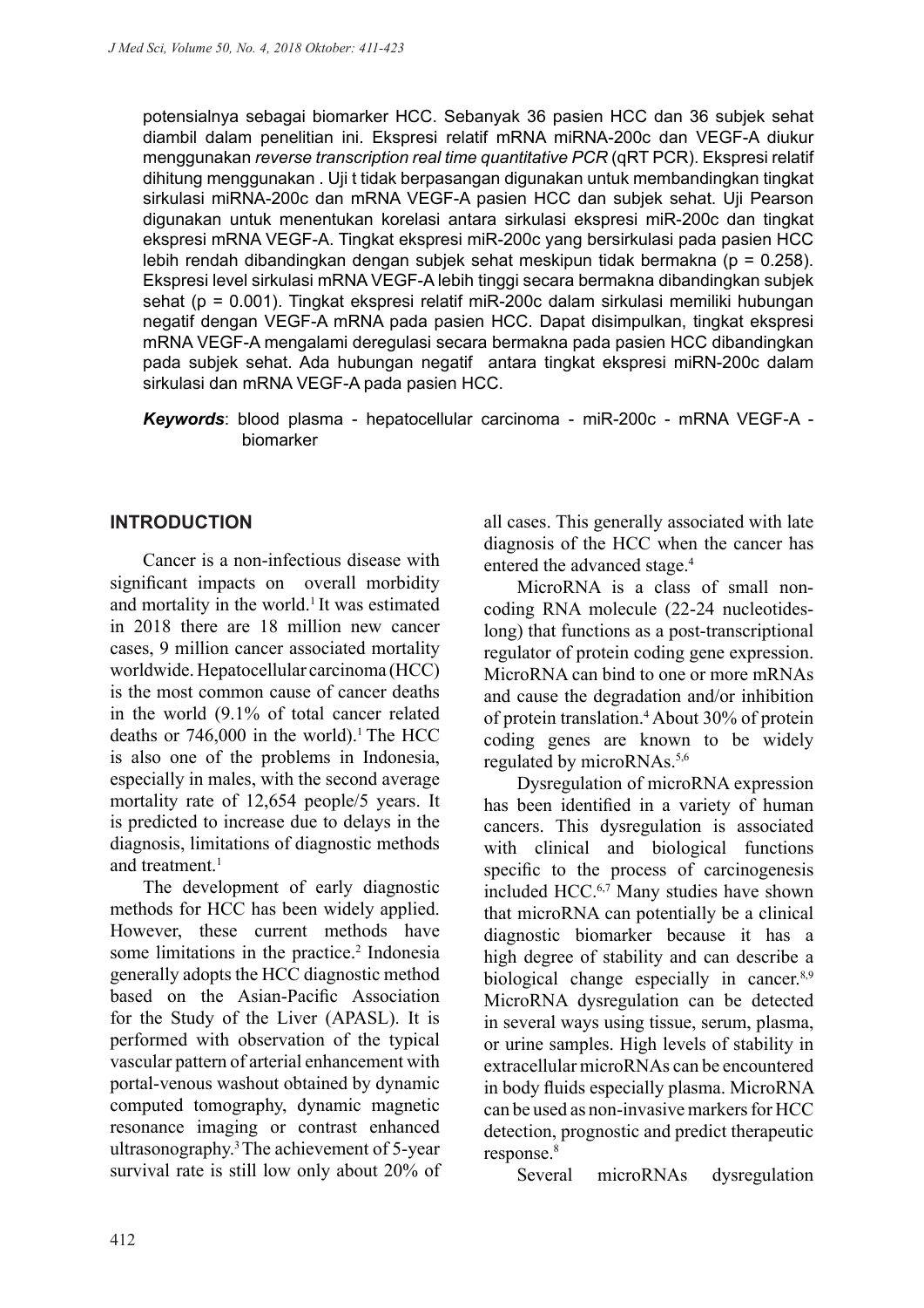potensialnya sebagai biomarker HCC. Sebanyak 36 pasien HCC dan 36 subjek sehat diambil dalam penelitian ini. Ekspresi relatif mRNA miRNA-200c dan VEGF-A diukur menggunakan *reverse transcription real time quantitative PCR* (qRT PCR). Ekspresi relatif dihitung menggunakan . Uji t tidak berpasangan digunakan untuk membandingkan tingkat sirkulasi miRNA-200c dan mRNA VEGF-A pasien HCC dan subjek sehat. Uji Pearson digunakan untuk menentukan korelasi antara sirkulasi ekspresi miR-200c dan tingkat ekspresi mRNA VEGF-A. Tingkat ekspresi miR-200c yang bersirkulasi pada pasien HCC lebih rendah dibandingkan dengan subjek sehat meskipun tidak bermakna (p = 0.258). Ekspresi level sirkulasi mRNA VEGF-A lebih tinggi secara bermakna dibandingkan subjek sehat (p = 0.001). Tingkat ekspresi relatif miR-200c dalam sirkulasi memiliki hubungan negatif dengan VEGF-A mRNA pada pasien HCC. Dapat disimpulkan, tingkat ekspresi mRNA VEGF-A mengalami deregulasi secara bermakna pada pasien HCC dibandingkan pada subjek sehat. Ada hubungan negatif antara tingkat ekspresi miRN-200c dalam sirkulasi dan mRNA VEGF-A pada pasien HCC.

***Keywords***: blood plasma - hepatocellular carcinoma - miR-200c - mRNA VEGF-A - biomarker

## INTRODUCTION

Cancer is a non-infectious disease with significant impacts on overall morbidity and mortality in the world.[1] It was estimated in 2018 there are 18 million new cancer cases, 9 million cancer associated mortality worldwide. Hepatocellular carcinoma (HCC) is the most common cause of cancer deaths in the world (9.1% of total cancer related deaths or 746,000 in the world).[1] The HCC is also one of the problems in Indonesia, especially in males, with the second average mortality rate of 12,654 people/5 years. It is predicted to increase due to delays in the diagnosis, limitations of diagnostic methods and treatment.[1]

The development of early diagnostic methods for HCC has been widely applied. However, these current methods have some limitations in the practice.[2] Indonesia generally adopts the HCC diagnostic method based on the Asian-Pacific Association for the Study of the Liver (APASL). It is performed with observation of the typical vascular pattern of arterial enhancement with portal-venous washout obtained by dynamic computed tomography, dynamic magnetic resonance imaging or contrast enhanced ultrasonography.[3] The achievement of 5-year survival rate is still low only about 20% of all cases. This generally associated with late diagnosis of the HCC when the cancer has entered the advanced stage.[4]

MicroRNA is a class of small non-coding RNA molecule (22-24 nucleotides-long) that functions as a post-transcriptional regulator of protein coding gene expression. MicroRNA can bind to one or more mRNAs and cause the degradation and/or inhibition of protein translation.[4] About 30% of protein coding genes are known to be widely regulated by microRNAs.[5,6]

Dysregulation of microRNA expression has been identified in a variety of human cancers. This dysregulation is associated with clinical and biological functions specific to the process of carcinogenesis included HCC.[6,7] Many studies have shown that microRNA can potentially be a clinical diagnostic biomarker because it has a high degree of stability and can describe a biological change especially in cancer.[8,9] MicroRNA dysregulation can be detected in several ways using tissue, serum, plasma, or urine samples. High levels of stability in extracellular microRNAs can be encountered in body fluids especially plasma. MicroRNA can be used as non-invasive markers for HCC detection, prognostic and predict therapeutic response.[8]

Several microRNAs dysregulation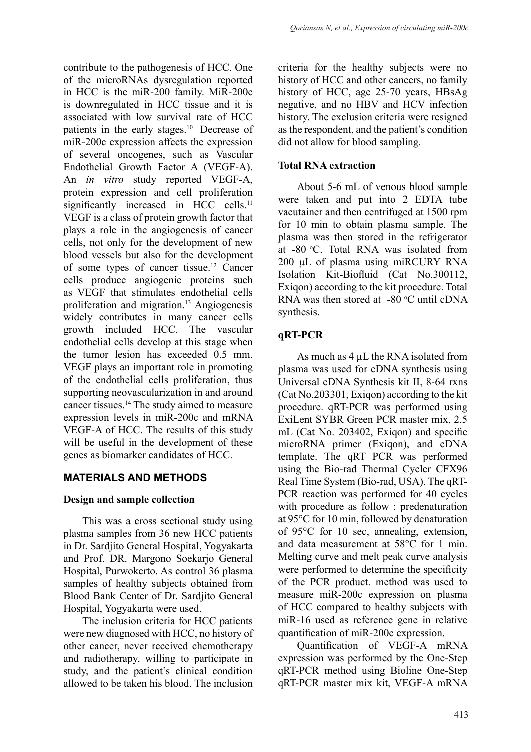contribute to the pathogenesis of HCC. One of the microRNAs dysregulation reported in HCC is the miR-200 family. MiR-200c is downregulated in HCC tissue and it is associated with low survival rate of HCC patients in the early stages.[10] Decrease of miR-200c expression affects the expression of several oncogenes, such as Vascular Endothelial Growth Factor A (VEGF-A). An *in vitro* study reported VEGF-A, protein expression and cell proliferation significantly increased in HCC cells.[11] VEGF is a class of protein growth factor that plays a role in the angiogenesis of cancer cells, not only for the development of new blood vessels but also for the development of some types of cancer tissue.[12] Cancer cells produce angiogenic proteins such as VEGF that stimulates endothelial cells proliferation and migration.[13] Angiogenesis widely contributes in many cancer cells growth included HCC. The vascular endothelial cells develop at this stage when the tumor lesion has exceeded 0.5 mm. VEGF plays an important role in promoting of the endothelial cells proliferation, thus supporting neovascularization in and around cancer tissues.[14] The study aimed to measure expression levels in miR-200c and mRNA VEGF-A of HCC. The results of this study will be useful in the development of these genes as biomarker candidates of HCC.

## MATERIALS AND METHODS

### Design and sample collection

This was a cross sectional study using plasma samples from 36 new HCC patients in Dr. Sardjito General Hospital, Yogyakarta and Prof. DR. Margono Soekarjo General Hospital, Purwokerto. As control 36 plasma samples of healthy subjects obtained from Blood Bank Center of Dr. Sardjito General Hospital, Yogyakarta were used.

The inclusion criteria for HCC patients were new diagnosed with HCC, no history of other cancer, never received chemotherapy and radiotherapy, willing to participate in study, and the patient's clinical condition allowed to be taken his blood. The inclusion criteria for the healthy subjects were no history of HCC and other cancers, no family history of HCC, age 25-70 years, HBsAg negative, and no HBV and HCV infection history. The exclusion criteria were resigned as the respondent, and the patient's condition did not allow for blood sampling.

### Total RNA extraction

About 5-6 mL of venous blood sample were taken and put into 2 EDTA tube vacutainer and then centrifuged at 1500 rpm for 10 min to obtain plasma sample. The plasma was then stored in the refrigerator at -80 $^{o}$C. Total RNA was isolated from 200 µL of plasma using miRCURY RNA Isolation Kit-Biofluid (Cat No.300112, Exiqon) according to the kit procedure. Total RNA was then stored at -80 $^{o}$C until cDNA synthesis.

### qRT-PCR

As much as 4 µL the RNA isolated from plasma was used for cDNA synthesis using Universal cDNA Synthesis kit II, 8-64 rxns (Cat No.203301, Exiqon) according to the kit procedure. qRT-PCR was performed using ExiLent SYBR Green PCR master mix, 2.5 mL (Cat No. 203402, Exiqon) and specific microRNA primer (Exiqon), and cDNA template. The qRT PCR was performed using the Bio-rad Thermal Cycler CFX96 Real Time System (Bio-rad, USA). The qRT-PCR reaction was performed for 40 cycles with procedure as follow : predenaturation at 95°C for 10 min, followed by denaturation of 95°C for 10 sec, annealing, extension, and data measurement at 58°C for 1 min. Melting curve and melt peak curve analysis were performed to determine the specificity of the PCR product. method was used to measure miR-200c expression on plasma of HCC compared to healthy subjects with miR-16 used as reference gene in relative quantification of miR-200c expression.

Quantification of VEGF-A mRNA expression was performed by the One-Step qRT-PCR method using Bioline One-Step qRT-PCR master mix kit, VEGF-A mRNA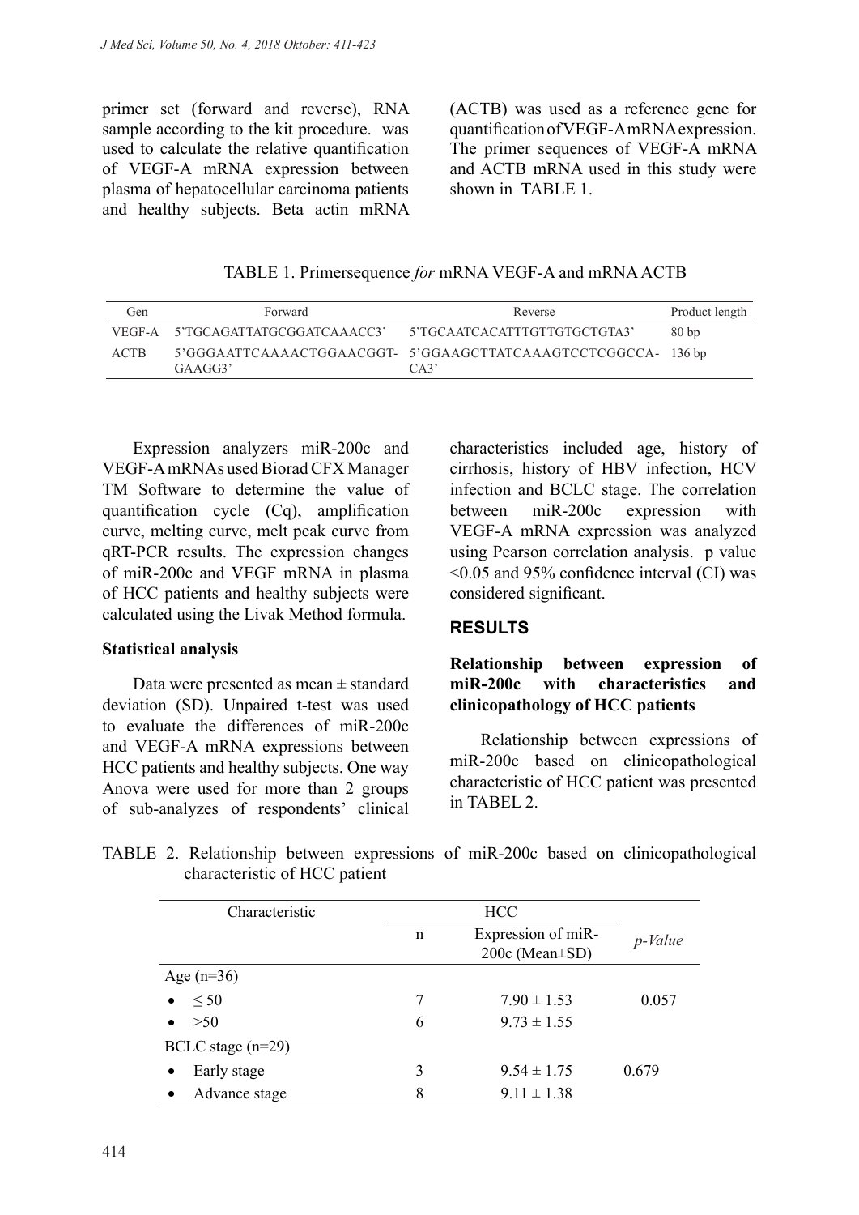primer set (forward and reverse), RNA sample according to the kit procedure. was used to calculate the relative quantification of VEGF-A mRNA expression between plasma of hepatocellular carcinoma patients and healthy subjects. Beta actin mRNA (ACTB) was used as a reference gene for quantification of VEGF-A mRNA expression. The primer sequences of VEGF-A mRNA and ACTB mRNA used in this study were shown in TABLE 1.

TABLE 1. Primersequence *for* mRNA VEGF-A and mRNA ACTB

| Gen | Forward | Reverse | Product length |
|---|---|---|---|
| VEGF-A | 5'TGCAGATTATGCGGATCAAACC3' | 5'TGCAATCACATTTGTTGTGCTGTA3' | 80 bp |
| ACTB | 5'GGGAATTCAAAACTGGAACGGT-GAAGG3' | 5'GGAAGCTTATCAAAGTCCTCGGCCA-CA3' | 136 bp |

Expression analyzers miR-200c and VEGF-A mRNAs used Biorad CFX Manager TM Software to determine the value of quantification cycle (Cq), amplification curve, melting curve, melt peak curve from qRT-PCR results. The expression changes of miR-200c and VEGF mRNA in plasma of HCC patients and healthy subjects were calculated using the Livak Method formula.

**Statistical analysis**

Data were presented as mean ± standard deviation (SD). Unpaired t-test was used to evaluate the differences of miR-200c and VEGF-A mRNA expressions between HCC patients and healthy subjects. One way Anova were used for more than 2 groups of sub-analyzes of respondents' clinical characteristics included age, history of cirrhosis, history of HBV infection, HCV infection and BCLC stage. The correlation between miR-200c expression with VEGF-A mRNA expression was analyzed using Pearson correlation analysis. p value <0.05 and 95% confidence interval (CI) was considered significant.

## RESULTS

**Relationship between expression of miR-200c with characteristics and clinicopathology of HCC patients**

Relationship between expressions of miR-200c based on clinicopathological characteristic of HCC patient was presented in TABEL 2.

TABLE 2. Relationship between expressions of miR-200c based on clinicopathological characteristic of HCC patient

| Characteristic | HCC | | *p-Value* |
|---|---|---|---|
| | n | Expression of miR-200c (Mean±SD) | |
| Age (n=36) | | | |
| • ≤ 50 | 7 | 7.90 ± 1.53 | 0.057 |
| • >50 | 6 | 9.73 ± 1.55 | |
| BCLC stage (n=29) | | | |
| • Early stage | 3 | 9.54 ± 1.75 | 0.679 |
| • Advance stage | 8 | 9.11 ± 1.38 | |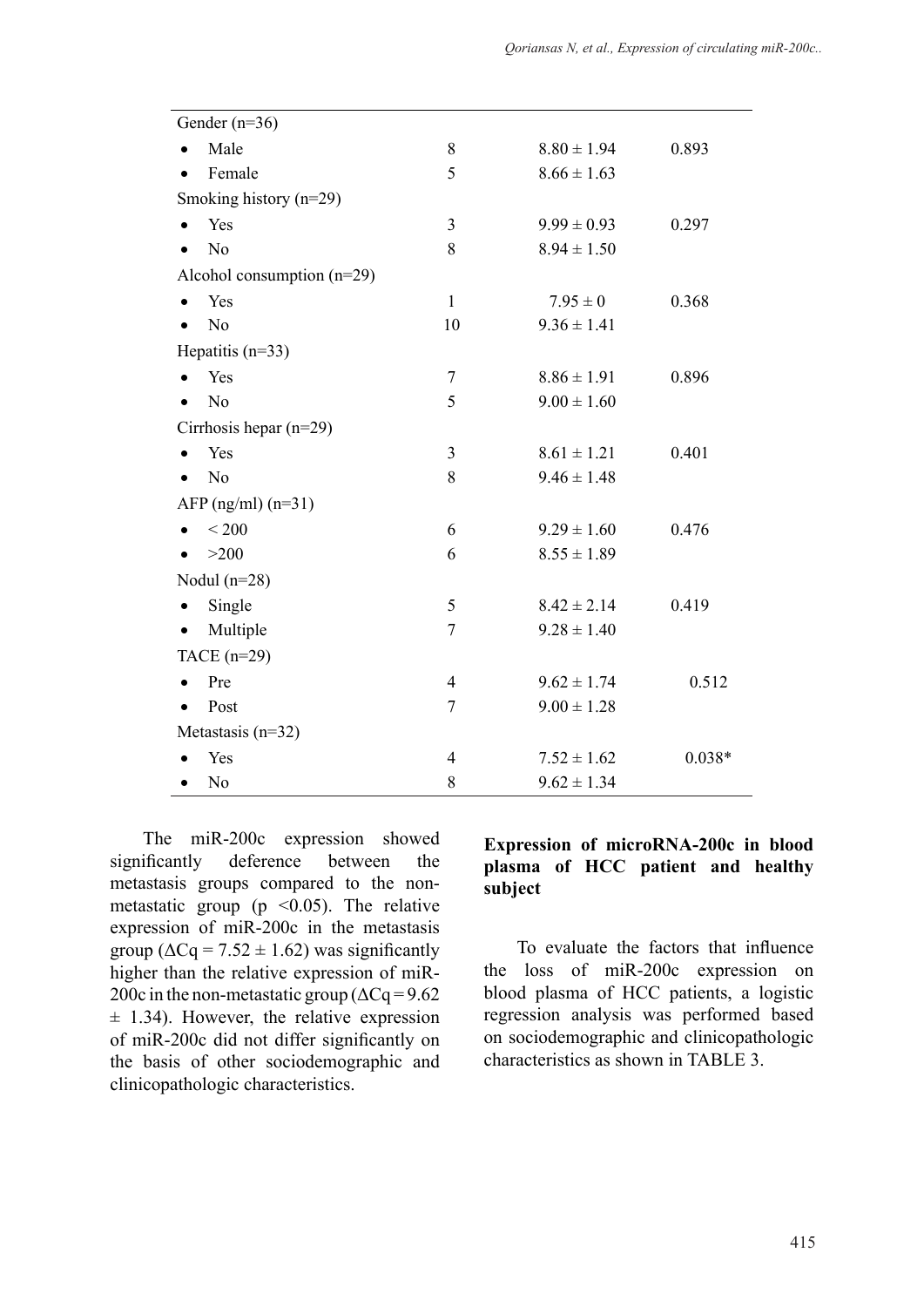| | | | |
|---|---|---|---|
| Gender (n=36) | | | |
| • Male | 8 | 8.80 ± 1.94 | 0.893 |
| • Female | 5 | 8.66 ± 1.63 | |
| Smoking history (n=29) | | | |
| • Yes | 3 | 9.99 ± 0.93 | 0.297 |
| • No | 8 | 8.94 ± 1.50 | |
| Alcohol consumption (n=29) | | | |
| • Yes | 1 | 7.95 ± 0 | 0.368 |
| • No | 10 | 9.36 ± 1.41 | |
| Hepatitis (n=33) | | | |
| • Yes | 7 | 8.86 ± 1.91 | 0.896 |
| • No | 5 | 9.00 ± 1.60 | |
| Cirrhosis hepar (n=29) | | | |
| • Yes | 3 | 8.61 ± 1.21 | 0.401 |
| • No | 8 | 9.46 ± 1.48 | |
| AFP (ng/ml) (n=31) | | | |
| • < 200 | 6 | 9.29 ± 1.60 | 0.476 |
| • >200 | 6 | 8.55 ± 1.89 | |
| Nodul (n=28) | | | |
| • Single | 5 | 8.42 ± 2.14 | 0.419 |
| • Multiple | 7 | 9.28 ± 1.40 | |
| TACE (n=29) | | | |
| • Pre | 4 | 9.62 ± 1.74 | 0.512 |
| • Post | 7 | 9.00 ± 1.28 | |
| Metastasis (n=32) | | | |
| • Yes | 4 | 7.52 ± 1.62 | 0.038* |
| • No | 8 | 9.62 ± 1.34 | |

The miR-200c expression showed significantly deference between the metastasis groups compared to the non-metastatic group ($p < 0.05$). The relative expression of miR-200c in the metastasis group ($\Delta Cq = 7.52 \pm 1.62$) was significantly higher than the relative expression of miR-200c in the non-metastatic group ($\Delta Cq = 9.62 \pm 1.34$). However, the relative expression of miR-200c did not differ significantly on the basis of other sociodemographic and clinicopathologic characteristics.

**Expression of microRNA-200c in blood plasma of HCC patient and healthy subject**

To evaluate the factors that influence the loss of miR-200c expression on blood plasma of HCC patients, a logistic regression analysis was performed based on sociodemographic and clinicopathologic characteristics as shown in TABLE 3.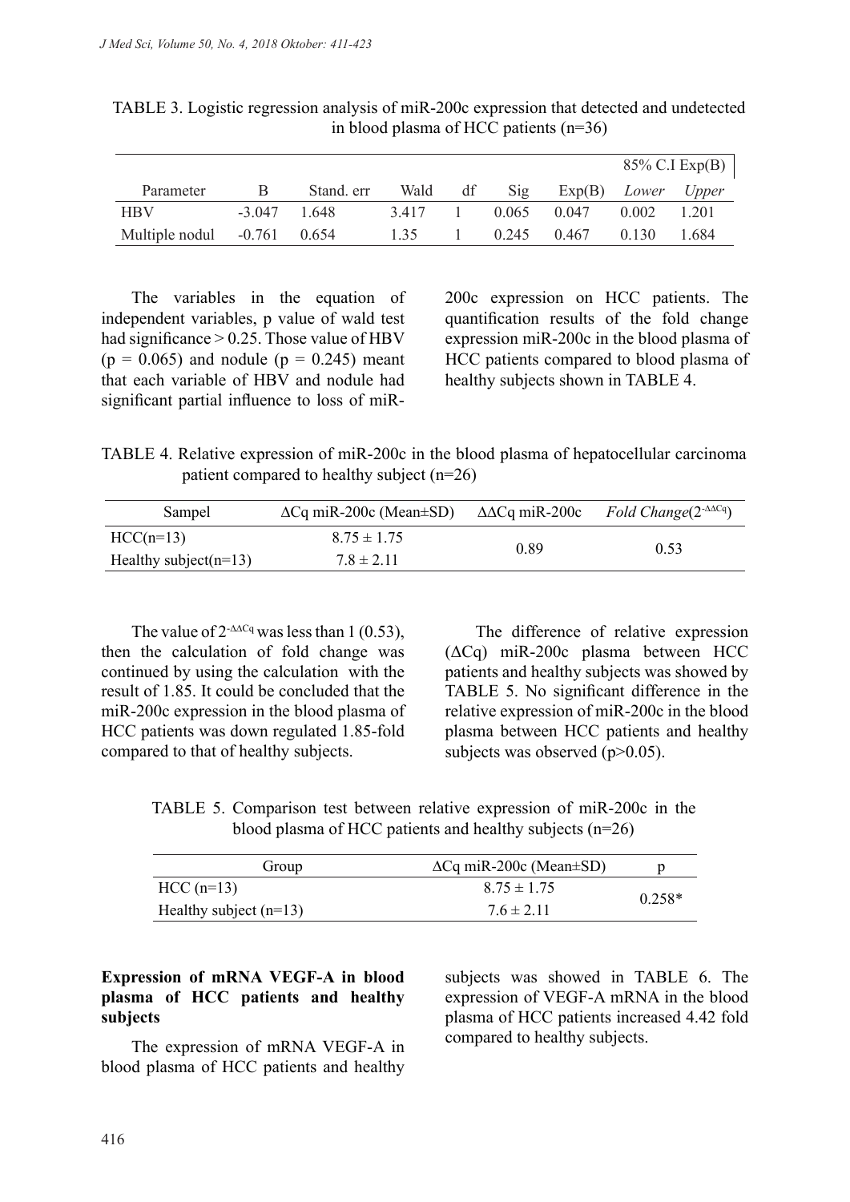TABLE 3. Logistic regression analysis of miR-200c expression that detected and undetected in blood plasma of HCC patients (n=36)

| Parameter | B | Stand. err | Wald | df | Sig | Exp(B) | 85% C.I Exp(B) | |
|---|---|---|---|---|---|---|---|---|
| | | | | | | | *Lower* | *Upper* |
| HBV | -3.047 | 1.648 | 3.417 | 1 | 0.065 | 0.047 | 0.002 | 1.201 |
| Multiple nodul | -0.761 | 0.654 | 1.35 | 1 | 0.245 | 0.467 | 0.130 | 1.684 |

The variables in the equation of independent variables, p value of wald test had significance > 0.25. Those value of HBV ($p = 0.065$) and nodule ($p = 0.245$) meant that each variable of HBV and nodule had significant partial influence to loss of miR-200c expression on HCC patients. The quantification results of the fold change expression miR-200c in the blood plasma of HCC patients compared to blood plasma of healthy subjects shown in TABLE 4.

TABLE 4. Relative expression of miR-200c in the blood plasma of hepatocellular carcinoma patient compared to healthy subject (n=26)

| Sampel | ΔCq miR-200c (Mean±SD) | ΔΔCq miR-200c | *Fold Change*($2^{-\Delta\Delta Cq}$) |
|---|---|---|---|
| HCC(n=13) | 8.75 ± 1.75 | 0.89 | 0.53 |
| Healthy subject(n=13) | 7.8 ± 2.11 | | |

The value of $2^{-\Delta\Delta Cq}$ was less than 1 (0.53), then the calculation of fold change was continued by using the calculation with the result of 1.85. It could be concluded that the miR-200c expression in the blood plasma of HCC patients was down regulated 1.85-fold compared to that of healthy subjects.

The difference of relative expression (ΔCq) miR-200c plasma between HCC patients and healthy subjects was showed by TABLE 5. No significant difference in the relative expression of miR-200c in the blood plasma between HCC patients and healthy subjects was observed ($p>0.05$).

TABLE 5. Comparison test between relative expression of miR-200c in the blood plasma of HCC patients and healthy subjects (n=26)

| Group | ΔCq miR-200c (Mean±SD) | p |
|---|---|---|
| HCC (n=13) | 8.75 ± 1.75 | 0.258* |
| Healthy subject (n=13) | 7.6 ± 2.11 | |

**Expression of mRNA VEGF-A in blood plasma of HCC patients and healthy subjects**

The expression of mRNA VEGF-A in blood plasma of HCC patients and healthy subjects was showed in TABLE 6. The expression of VEGF-A mRNA in the blood plasma of HCC patients increased 4.42 fold compared to healthy subjects.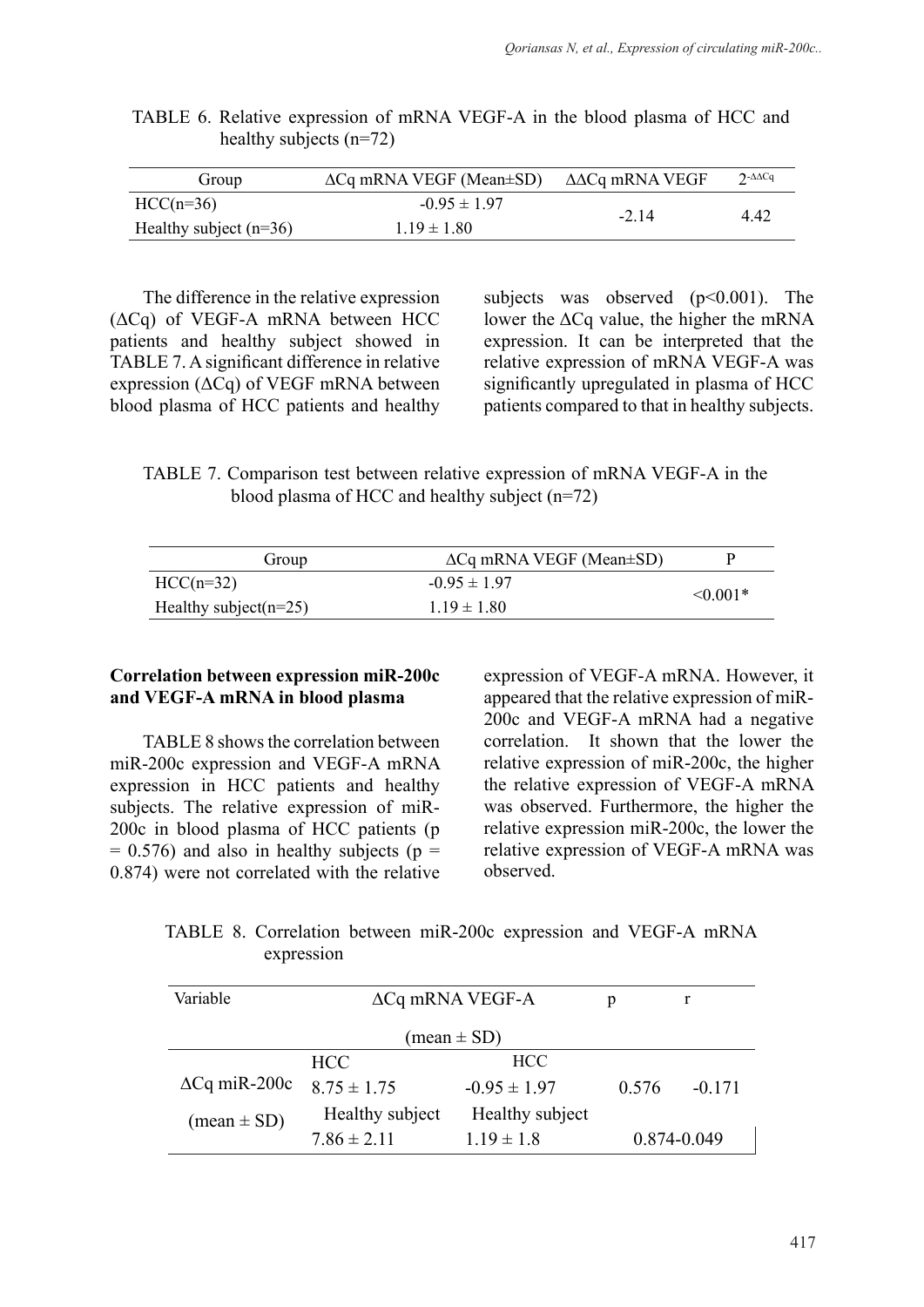TABLE 6. Relative expression of mRNA VEGF-A in the blood plasma of HCC and healthy subjects (n=72)

| Group | ΔCq mRNA VEGF (Mean±SD) | ΔΔCq mRNA VEGF | $2^{-\Delta\Delta Cq}$ |
|---|---|---|---|
| HCC(n=36) | -0.95 ± 1.97 | -2.14 | 4.42 |
| Healthy subject (n=36) | 1.19 ± 1.80 | | |

The difference in the relative expression (ΔCq) of VEGF-A mRNA between HCC patients and healthy subject showed in TABLE 7. A significant difference in relative expression (ΔCq) of VEGF mRNA between blood plasma of HCC patients and healthy subjects was observed ($p<0.001$). The lower the ΔCq value, the higher the mRNA expression. It can be interpreted that the relative expression of mRNA VEGF-A was significantly upregulated in plasma of HCC patients compared to that in healthy subjects.

TABLE 7. Comparison test between relative expression of mRNA VEGF-A in the blood plasma of HCC and healthy subject (n=72)

| Group | ΔCq mRNA VEGF (Mean±SD) | P |
|---|---|---|
| HCC(n=32) | -0.95 ± 1.97 | <0.001* |
| Healthy subject(n=25) | 1.19 ± 1.80 | |

**Correlation between expression miR-200c and VEGF-A mRNA in blood plasma**

TABLE 8 shows the correlation between miR-200c expression and VEGF-A mRNA expression in HCC patients and healthy subjects. The relative expression of miR-200c in blood plasma of HCC patients ($p = 0.576$) and also in healthy subjects ($p = 0.874$) were not correlated with the relative expression of VEGF-A mRNA. However, it appeared that the relative expression of miR-200c and VEGF-A mRNA had a negative correlation. It shown that the lower the relative expression of miR-200c, the higher the relative expression of VEGF-A mRNA was observed. Furthermore, the higher the relative expression miR-200c, the lower the relative expression of VEGF-A mRNA was observed.

TABLE 8. Correlation between miR-200c expression and VEGF-A mRNA expression

| Variable | | ΔCq mRNA VEGF-A (mean ± SD) | p | r |
|---|---|---|---|---|
| ΔCq miR-200c (mean ± SD) | HCC 8.75 ± 1.75 | HCC -0.95 ± 1.97 | 0.576 | -0.171 |
| | Healthy subject 7.86 ± 2.11 | Healthy subject 1.19 ± 1.8 | 0.874 | -0.049 |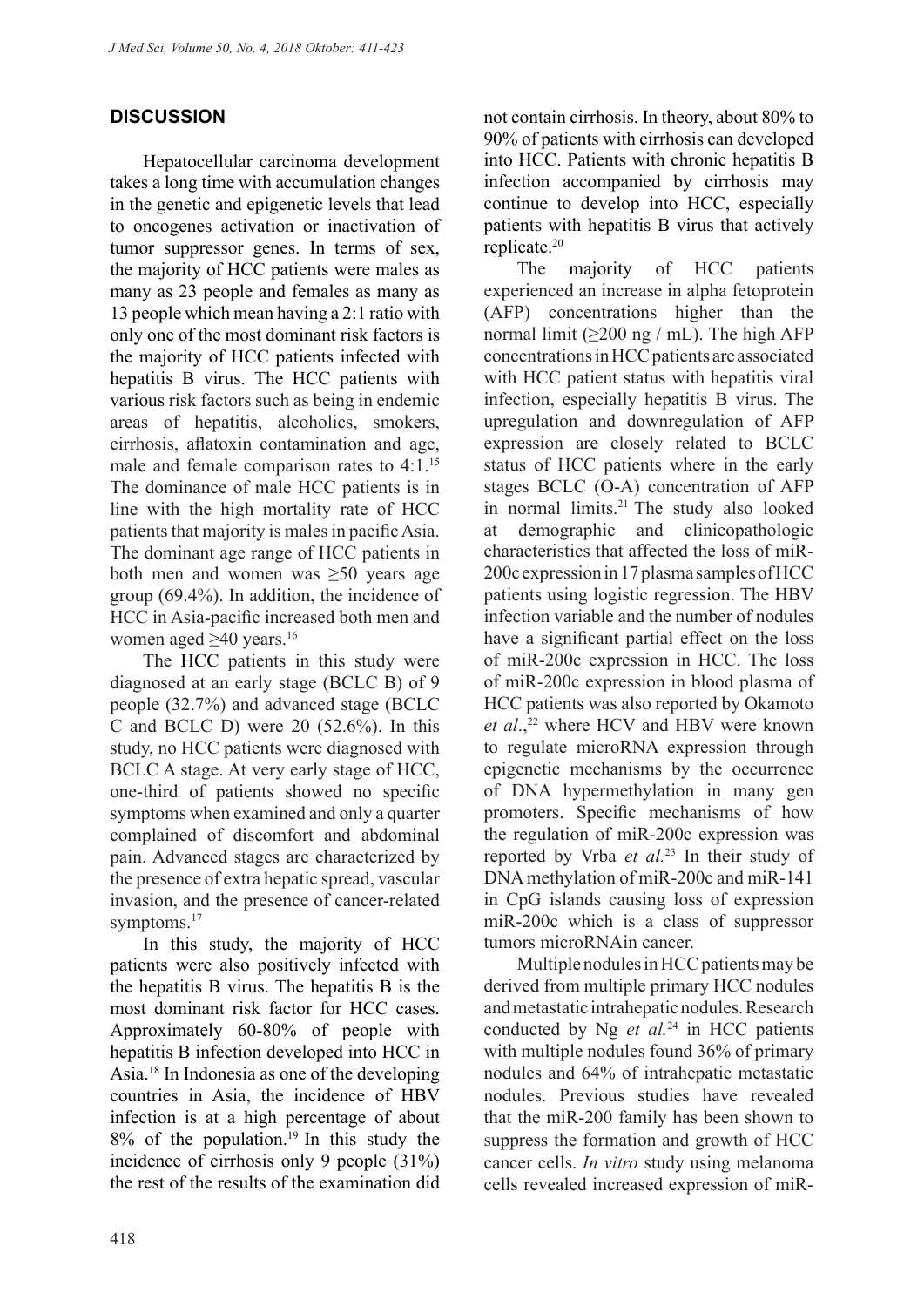## DISCUSSION

Hepatocellular carcinoma development takes a long time with accumulation changes in the genetic and epigenetic levels that lead to oncogenes activation or inactivation of tumor suppressor genes. In terms of sex, the majority of HCC patients were males as many as 23 people and females as many as 13 people which mean having a 2:1 ratio with only one of the most dominant risk factors is the majority of HCC patients infected with hepatitis B virus. The HCC patients with various risk factors such as being in endemic areas of hepatitis, alcoholics, smokers, cirrhosis, aflatoxin contamination and age, male and female comparison rates to 4:1.[15] The dominance of male HCC patients is in line with the high mortality rate of HCC patients that majority is males in pacific Asia. The dominant age range of HCC patients in both men and women was ≥50 years age group (69.4%). In addition, the incidence of HCC in Asia-pacific increased both men and women aged ≥40 years.[16]

The HCC patients in this study were diagnosed at an early stage (BCLC B) of 9 people (32.7%) and advanced stage (BCLC C and BCLC D) were 20 (52.6%). In this study, no HCC patients were diagnosed with BCLC A stage. At very early stage of HCC, one-third of patients showed no specific symptoms when examined and only a quarter complained of discomfort and abdominal pain. Advanced stages are characterized by the presence of extra hepatic spread, vascular invasion, and the presence of cancer-related symptoms.[17]

In this study, the majority of HCC patients were also positively infected with the hepatitis B virus. The hepatitis B is the most dominant risk factor for HCC cases. Approximately 60-80% of people with hepatitis B infection developed into HCC in Asia.[18] In Indonesia as one of the developing countries in Asia, the incidence of HBV infection is at a high percentage of about 8% of the population.[19] In this study the incidence of cirrhosis only 9 people (31%) the rest of the results of the examination did not contain cirrhosis. In theory, about 80% to 90% of patients with cirrhosis can developed into HCC. Patients with chronic hepatitis B infection accompanied by cirrhosis may continue to develop into HCC, especially patients with hepatitis B virus that actively replicate.[20]

The majority of HCC patients experienced an increase in alpha fetoprotein (AFP) concentrations higher than the normal limit (≥200 ng / mL). The high AFP concentrations in HCC patients are associated with HCC patient status with hepatitis viral infection, especially hepatitis B virus. The upregulation and downregulation of AFP expression are closely related to BCLC status of HCC patients where in the early stages BCLC (O-A) concentration of AFP in normal limits.[21] The study also looked at demographic and clinicopathologic characteristics that affected the loss of miR-200c expression in 17 plasma samples of HCC patients using logistic regression. The HBV infection variable and the number of nodules have a significant partial effect on the loss of miR-200c expression in HCC. The loss of miR-200c expression in blood plasma of HCC patients was also reported by Okamoto *et al*.,[22] where HCV and HBV were known to regulate microRNA expression through epigenetic mechanisms by the occurrence of DNA hypermethylation in many gen promoters. Specific mechanisms of how the regulation of miR-200c expression was reported by Vrba *et al.*[23] In their study of DNA methylation of miR-200c and miR-141 in CpG islands causing loss of expression miR-200c which is a class of suppressor tumors microRNAin cancer.

Multiple nodules in HCC patients may be derived from multiple primary HCC nodules and metastatic intrahepatic nodules. Research conducted by Ng *et al.*[24] in HCC patients with multiple nodules found 36% of primary nodules and 64% of intrahepatic metastatic nodules. Previous studies have revealed that the miR-200 family has been shown to suppress the formation and growth of HCC cancer cells. *In vitro* study using melanoma cells revealed increased expression of miR-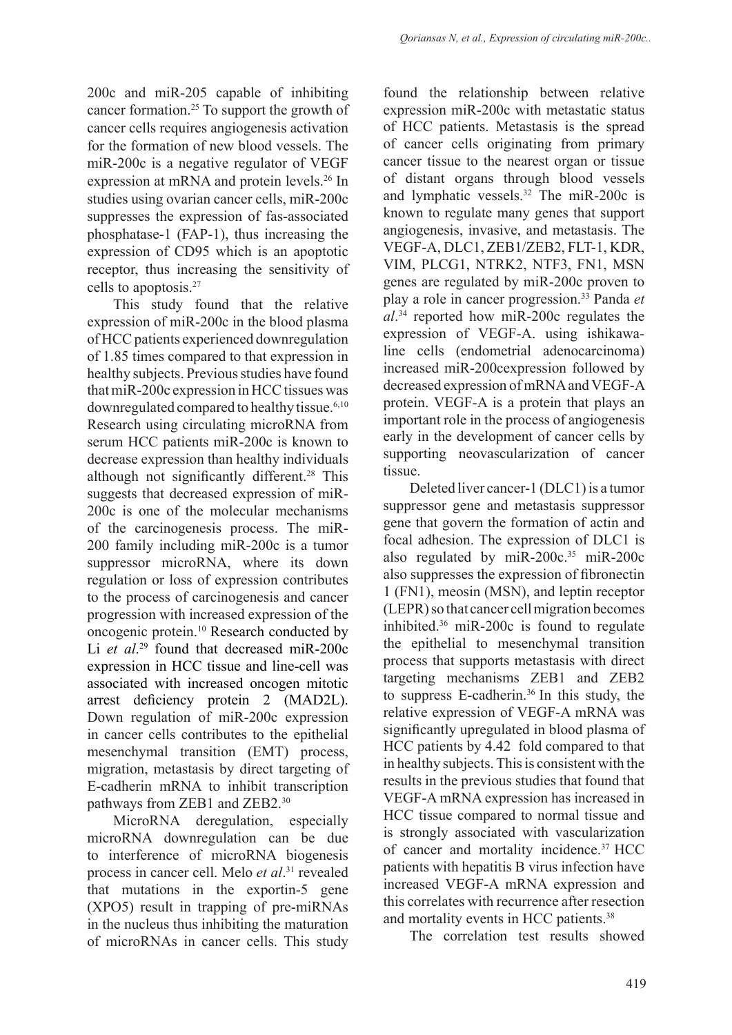200c and miR-205 capable of inhibiting cancer formation.[25] To support the growth of cancer cells requires angiogenesis activation for the formation of new blood vessels. The miR-200c is a negative regulator of VEGF expression at mRNA and protein levels.[26] In studies using ovarian cancer cells, miR-200c suppresses the expression of fas-associated phosphatase-1 (FAP-1), thus increasing the expression of CD95 which is an apoptotic receptor, thus increasing the sensitivity of cells to apoptosis.[27]

This study found that the relative expression of miR-200c in the blood plasma of HCC patients experienced downregulation of 1.85 times compared to that expression in healthy subjects. Previous studies have found that miR-200c expression in HCC tissues was downregulated compared to healthy tissue.[6,10] Research using circulating microRNA from serum HCC patients miR-200c is known to decrease expression than healthy individuals although not significantly different.[28] This suggests that decreased expression of miR-200c is one of the molecular mechanisms of the carcinogenesis process. The miR-200 family including miR-200c is a tumor suppressor microRNA, where its down regulation or loss of expression contributes to the process of carcinogenesis and cancer progression with increased expression of the oncogenic protein.[10] Research conducted by Li *et al*.[29] found that decreased miR-200c expression in HCC tissue and line-cell was associated with increased oncogen mitotic arrest deficiency protein 2 (MAD2L). Down regulation of miR-200c expression in cancer cells contributes to the epithelial mesenchymal transition (EMT) process, migration, metastasis by direct targeting of E-cadherin mRNA to inhibit transcription pathways from ZEB1 and ZEB2.[30]

MicroRNA deregulation, especially microRNA downregulation can be due to interference of microRNA biogenesis process in cancer cell. Melo *et al*.[31] revealed that mutations in the exportin-5 gene (XPO5) result in trapping of pre-miRNAs in the nucleus thus inhibiting the maturation of microRNAs in cancer cells. This study found the relationship between relative expression miR-200c with metastatic status of HCC patients. Metastasis is the spread of cancer cells originating from primary cancer tissue to the nearest organ or tissue of distant organs through blood vessels and lymphatic vessels.[32] The miR-200c is known to regulate many genes that support angiogenesis, invasive, and metastasis. The VEGF-A, DLC1, ZEB1/ZEB2, FLT-1, KDR, VIM, PLCG1, NTRK2, NTF3, FN1, MSN genes are regulated by miR-200c proven to play a role in cancer progression.[33] Panda *et al*.[34] reported how miR-200c regulates the expression of VEGF-A. using ishikawa-line cells (endometrial adenocarcinoma) increased miR-200cexpression followed by decreased expression of mRNA and VEGF-A protein. VEGF-A is a protein that plays an important role in the process of angiogenesis early in the development of cancer cells by supporting neovascularization of cancer tissue.

Deleted liver cancer-1 (DLC1) is a tumor suppressor gene and metastasis suppressor gene that govern the formation of actin and focal adhesion. The expression of DLC1 is also regulated by miR-200c.[35] miR-200c also suppresses the expression of fibronectin 1 (FN1), meosin (MSN), and leptin receptor (LEPR) so that cancer cell migration becomes inhibited.[36] miR-200c is found to regulate the epithelial to mesenchymal transition process that supports metastasis with direct targeting mechanisms ZEB1 and ZEB2 to suppress E-cadherin.[36] In this study, the relative expression of VEGF-A mRNA was significantly upregulated in blood plasma of HCC patients by 4.42 fold compared to that in healthy subjects. This is consistent with the results in the previous studies that found that VEGF-A mRNA expression has increased in HCC tissue compared to normal tissue and is strongly associated with vascularization of cancer and mortality incidence.[37] HCC patients with hepatitis B virus infection have increased VEGF-A mRNA expression and this correlates with recurrence after resection and mortality events in HCC patients.[38]

The correlation test results showed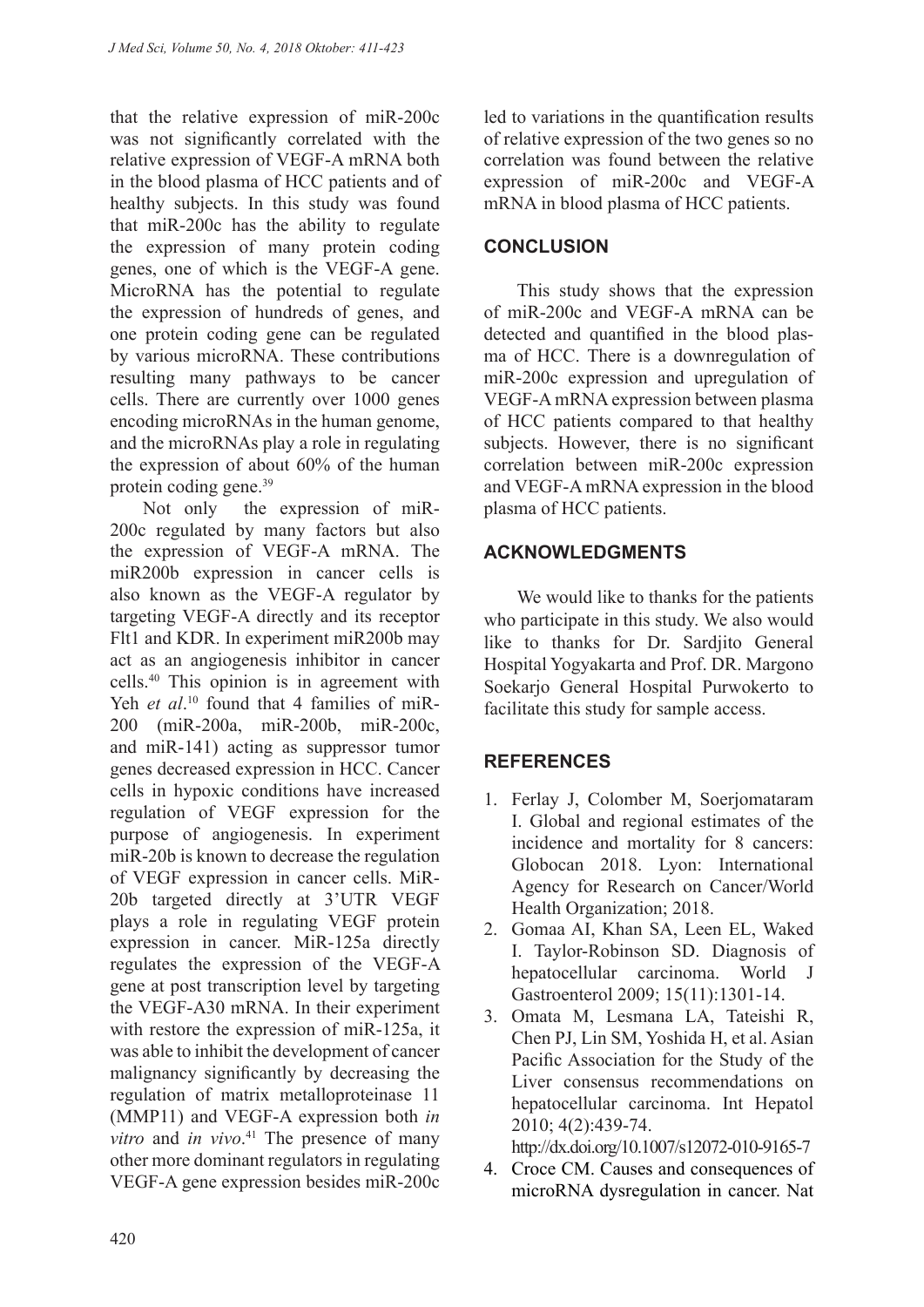that the relative expression of miR-200c was not significantly correlated with the relative expression of VEGF-A mRNA both in the blood plasma of HCC patients and of healthy subjects. In this study was found that miR-200c has the ability to regulate the expression of many protein coding genes, one of which is the VEGF-A gene. MicroRNA has the potential to regulate the expression of hundreds of genes, and one protein coding gene can be regulated by various microRNA. These contributions resulting many pathways to be cancer cells. There are currently over 1000 genes encoding microRNAs in the human genome, and the microRNAs play a role in regulating the expression of about 60% of the human protein coding gene.[39]

Not only the expression of miR-200c regulated by many factors but also the expression of VEGF-A mRNA. The miR200b expression in cancer cells is also known as the VEGF-A regulator by targeting VEGF-A directly and its receptor Flt1 and KDR. In experiment miR200b may act as an angiogenesis inhibitor in cancer cells.[40] This opinion is in agreement with Yeh *et al*.[10] found that 4 families of miR-200 (miR-200a, miR-200b, miR-200c, and miR-141) acting as suppressor tumor genes decreased expression in HCC. Cancer cells in hypoxic conditions have increased regulation of VEGF expression for the purpose of angiogenesis. In experiment miR-20b is known to decrease the regulation of VEGF expression in cancer cells. MiR-20b targeted directly at 3'UTR VEGF plays a role in regulating VEGF protein expression in cancer. MiR-125a directly regulates the expression of the VEGF-A gene at post transcription level by targeting the VEGF-A30 mRNA. In their experiment with restore the expression of miR-125a, it was able to inhibit the development of cancer malignancy significantly by decreasing the regulation of matrix metalloproteinase 11 (MMP11) and VEGF-A expression both *in vitro* and *in vivo*.[41] The presence of many other more dominant regulators in regulating VEGF-A gene expression besides miR-200c led to variations in the quantification results of relative expression of the two genes so no correlation was found between the relative expression of miR-200c and VEGF-A mRNA in blood plasma of HCC patients.

## CONCLUSION

This study shows that the expression of miR-200c and VEGF-A mRNA can be detected and quantified in the blood plasma of HCC. There is a downregulation of miR-200c expression and upregulation of VEGF-A mRNA expression between plasma of HCC patients compared to that healthy subjects. However, there is no significant correlation between miR-200c expression and VEGF-A mRNA expression in the blood plasma of HCC patients.

## ACKNOWLEDGMENTS

We would like to thanks for the patients who participate in this study. We also would like to thanks for Dr. Sardjito General Hospital Yogyakarta and Prof. DR. Margono Soekarjo General Hospital Purwokerto to facilitate this study for sample access.

## REFERENCES

1. Ferlay J, Colomber M, Soerjomataram I. Global and regional estimates of the incidence and mortality for 8 cancers: Globocan 2018. Lyon: International Agency for Research on Cancer/World Health Organization; 2018.
2. Gomaa AI, Khan SA, Leen EL, Waked I. Taylor-Robinson SD. Diagnosis of hepatocellular carcinoma. World J Gastroenterol 2009; 15(11):1301-14.
3. Omata M, Lesmana LA, Tateishi R, Chen PJ, Lin SM, Yoshida H, et al. Asian Pacific Association for the Study of the Liver consensus recommendations on hepatocellular carcinoma. Int Hepatol 2010; 4(2):439-74. http://dx.doi.org/10.1007/s12072-010-9165-7
4. Croce CM. Causes and consequences of microRNA dysregulation in cancer. Nat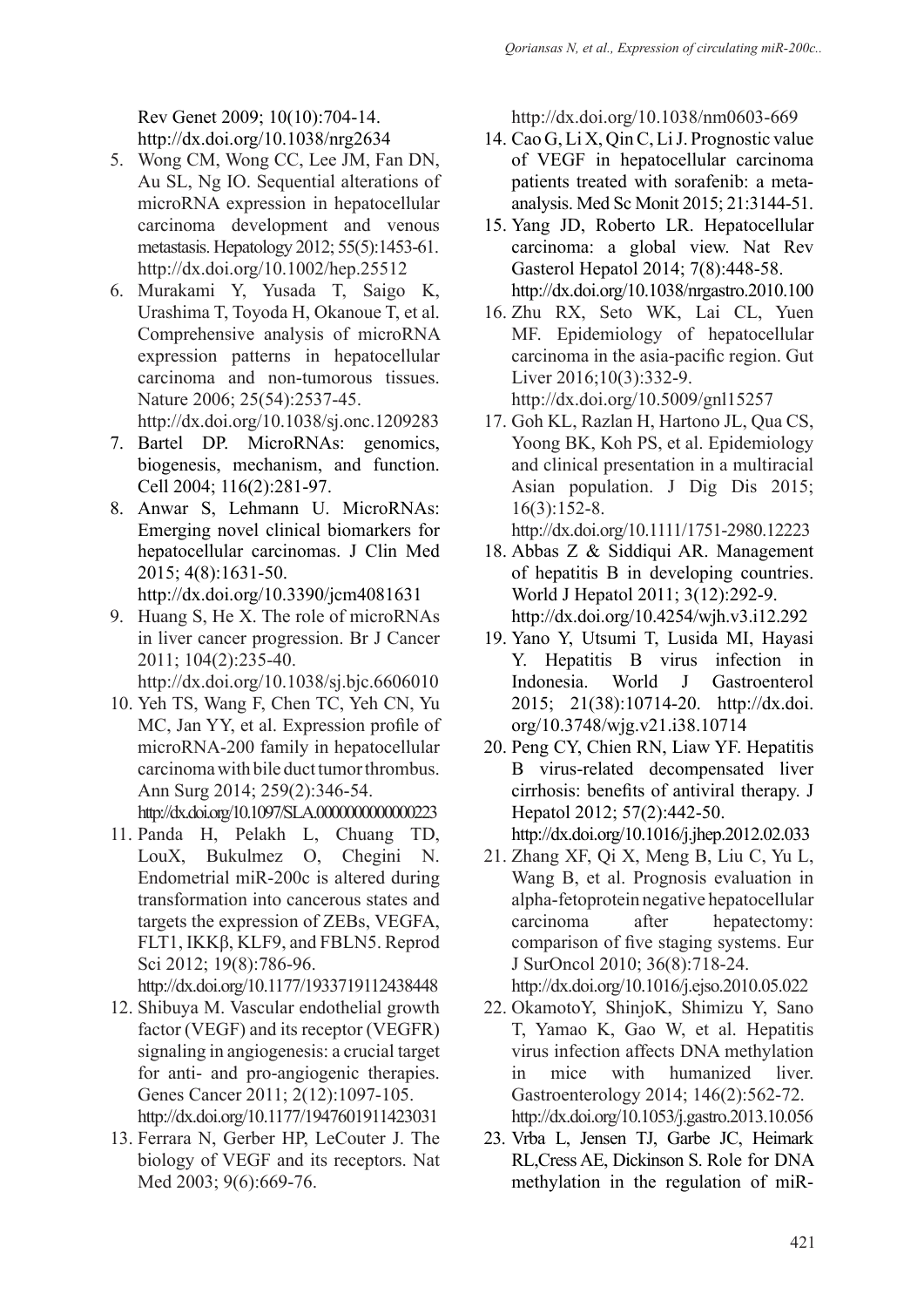Rev Genet 2009; 10(10):704-14. http://dx.doi.org/10.1038/nrg2634

5. Wong CM, Wong CC, Lee JM, Fan DN, Au SL, Ng IO. Sequential alterations of microRNA expression in hepatocellular carcinoma development and venous metastasis. Hepatology 2012; 55(5):1453-61. http://dx.doi.org/10.1002/hep.25512
6. Murakami Y, Yusada T, Saigo K, Urashima T, Toyoda H, Okanoue T, et al. Comprehensive analysis of microRNA expression patterns in hepatocellular carcinoma and non-tumorous tissues. Nature 2006; 25(54):2537-45. http://dx.doi.org/10.1038/sj.onc.1209283
7. Bartel DP. MicroRNAs: genomics, biogenesis, mechanism, and function. Cell 2004; 116(2):281-97.
8. Anwar S, Lehmann U. MicroRNAs: Emerging novel clinical biomarkers for hepatocellular carcinomas. J Clin Med 2015; 4(8):1631-50. http://dx.doi.org/10.3390/jcm4081631
9. Huang S, He X. The role of microRNAs in liver cancer progression. Br J Cancer 2011; 104(2):235-40. http://dx.doi.org/10.1038/sj.bjc.6606010
10. Yeh TS, Wang F, Chen TC, Yeh CN, Yu MC, Jan YY, et al. Expression profile of microRNA-200 family in hepatocellular carcinoma with bile duct tumor thrombus. Ann Surg 2014; 259(2):346-54. http://dx.doi.org/10.1097/SLA.0000000000000223
11. Panda H, Pelakh L, Chuang TD, LouX, Bukulmez O, Chegini N. Endometrial miR-200c is altered during transformation into cancerous states and targets the expression of ZEBs, VEGFA, FLT1, IKKβ, KLF9, and FBLN5. Reprod Sci 2012; 19(8):786-96. http://dx.doi.org/10.1177/1933719112438448
12. Shibuya M. Vascular endothelial growth factor (VEGF) and its receptor (VEGFR) signaling in angiogenesis: a crucial target for anti- and pro-angiogenic therapies. Genes Cancer 2011; 2(12):1097-105. http://dx.doi.org/10.1177/1947601911423031
13. Ferrara N, Gerber HP, LeCouter J. The biology of VEGF and its receptors. Nat Med 2003; 9(6):669-76. http://dx.doi.org/10.1038/nm0603-669
14. Cao G, Li X, Qin C, Li J. Prognostic value of VEGF in hepatocellular carcinoma patients treated with sorafenib: a meta-analysis. Med Sc Monit 2015; 21:3144-51.
15. Yang JD, Roberto LR. Hepatocellular carcinoma: a global view. Nat Rev Gasterol Hepatol 2014; 7(8):448-58. http://dx.doi.org/10.1038/nrgastro.2010.100
16. Zhu RX, Seto WK, Lai CL, Yuen MF. Epidemiology of hepatocellular carcinoma in the asia-pacific region. Gut Liver 2016;10(3):332-9. http://dx.doi.org/10.5009/gnl15257
17. Goh KL, Razlan H, Hartono JL, Qua CS, Yoong BK, Koh PS, et al. Epidemiology and clinical presentation in a multiracial Asian population. J Dig Dis 2015; 16(3):152-8. http://dx.doi.org/10.1111/1751-2980.12223
18. Abbas Z & Siddiqui AR. Management of hepatitis B in developing countries. World J Hepatol 2011; 3(12):292-9. http://dx.doi.org/10.4254/wjh.v3.i12.292
19. Yano Y, Utsumi T, Lusida MI, Hayasi Y. Hepatitis B virus infection in Indonesia. World J Gastroenterol 2015; 21(38):10714-20. http://dx.doi.org/10.3748/wjg.v21.i38.10714
20. Peng CY, Chien RN, Liaw YF. Hepatitis B virus-related decompensated liver cirrhosis: benefits of antiviral therapy. J Hepatol 2012; 57(2):442-50. http://dx.doi.org/10.1016/j.jhep.2012.02.033
21. Zhang XF, Qi X, Meng B, Liu C, Yu L, Wang B, et al. Prognosis evaluation in alpha-fetoprotein negative hepatocellular carcinoma after hepatectomy: comparison of five staging systems. Eur J SurOncol 2010; 36(8):718-24. http://dx.doi.org/10.1016/j.ejso.2010.05.022
22. OkamotoY, ShinjoK, Shimizu Y, Sano T, Yamao K, Gao W, et al. Hepatitis virus infection affects DNA methylation in mice with humanized liver. Gastroenterology 2014; 146(2):562-72. http://dx.doi.org/10.1053/j.gastro.2013.10.056
23. Vrba L, Jensen TJ, Garbe JC, Heimark RL,Cress AE, Dickinson S. Role for DNA methylation in the regulation of miR-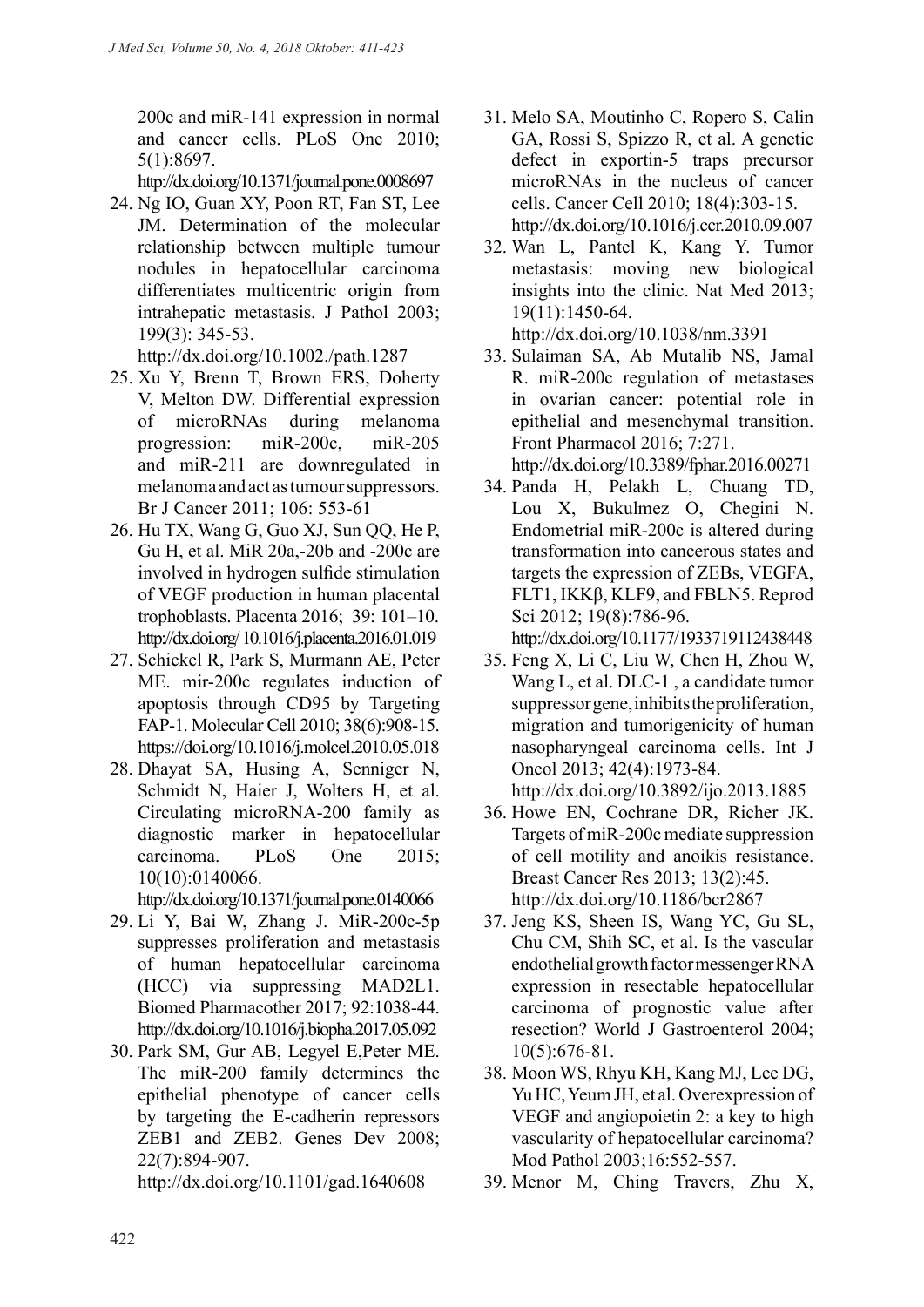200c and miR-141 expression in normal and cancer cells. PLoS One 2010; 5(1):8697.
http://dx.doi.org/10.1371/journal.pone.0008697

24. Ng IO, Guan XY, Poon RT, Fan ST, Lee JM. Determination of the molecular relationship between multiple tumour nodules in hepatocellular carcinoma differentiates multicentric origin from intrahepatic metastasis. J Pathol 2003; 199(3): 345-53.
http://dx.doi.org/10.1002./path.1287

25. Xu Y, Brenn T, Brown ERS, Doherty V, Melton DW. Differential expression of microRNAs during melanoma progression: miR-200c, miR-205 and miR-211 are downregulated in melanoma and act as tumour suppressors. Br J Cancer 2011; 106: 553-61

26. Hu TX, Wang G, Guo XJ, Sun QQ, He P, Gu H, et al. MiR 20a,-20b and -200c are involved in hydrogen sulfide stimulation of VEGF production in human placental trophoblasts. Placenta 2016; 39: 101–10.
http://dx.doi.org/ 10.1016/j.placenta.2016.01.019

27. Schickel R, Park S, Murmann AE, Peter ME. mir-200c regulates induction of apoptosis through CD95 by Targeting FAP-1. Molecular Cell 2010; 38(6):908-15.
https://doi.org/10.1016/j.molcel.2010.05.018

28. Dhayat SA, Husing A, Senniger N, Schmidt N, Haier J, Wolters H, et al. Circulating microRNA-200 family as diagnostic marker in hepatocellular carcinoma. PLoS One 2015; 10(10):0140066.
http://dx.doi.org/10.1371/journal.pone.0140066

29. Li Y, Bai W, Zhang J. MiR-200c-5p suppresses proliferation and metastasis of human hepatocellular carcinoma (HCC) via suppressing MAD2L1. Biomed Pharmacother 2017; 92:1038-44.
http://dx.doi.org/10.1016/j.biopha.2017.05.092

30. Park SM, Gur AB, Legyel E,Peter ME. The miR-200 family determines the epithelial phenotype of cancer cells by targeting the E-cadherin repressors ZEB1 and ZEB2. Genes Dev 2008; 22(7):894-907.
http://dx.doi.org/10.1101/gad.1640608

31. Melo SA, Moutinho C, Ropero S, Calin GA, Rossi S, Spizzo R, et al. A genetic defect in exportin-5 traps precursor microRNAs in the nucleus of cancer cells. Cancer Cell 2010; 18(4):303-15.
http://dx.doi.org/10.1016/j.ccr.2010.09.007

32. Wan L, Pantel K, Kang Y. Tumor metastasis: moving new biological insights into the clinic. Nat Med 2013; 19(11):1450-64.
http://dx.doi.org/10.1038/nm.3391

33. Sulaiman SA, Ab Mutalib NS, Jamal R. miR-200c regulation of metastases in ovarian cancer: potential role in epithelial and mesenchymal transition. Front Pharmacol 2016; 7:271.
http://dx.doi.org/10.3389/fphar.2016.00271

34. Panda H, Pelakh L, Chuang TD, Lou X, Bukulmez O, Chegini N. Endometrial miR-200c is altered during transformation into cancerous states and targets the expression of ZEBs, VEGFA, FLT1, IKKβ, KLF9, and FBLN5. Reprod Sci 2012; 19(8):786-96.
http://dx.doi.org/10.1177/1933719112438448

35. Feng X, Li C, Liu W, Chen H, Zhou W, Wang L, et al. DLC-1 , a candidate tumor suppressor gene, inhibits the proliferation, migration and tumorigenicity of human nasopharyngeal carcinoma cells. Int J Oncol 2013; 42(4):1973-84.
http://dx.doi.org/10.3892/ijo.2013.1885

36. Howe EN, Cochrane DR, Richer JK. Targets of miR-200c mediate suppression of cell motility and anoikis resistance. Breast Cancer Res 2013; 13(2):45.
http://dx.doi.org/10.1186/bcr2867

37. Jeng KS, Sheen IS, Wang YC, Gu SL, Chu CM, Shih SC, et al. Is the vascular endothelial growth factor messenger RNA expression in resectable hepatocellular carcinoma of prognostic value after resection? World J Gastroenterol 2004; 10(5):676-81.

38. Moon WS, Rhyu KH, Kang MJ, Lee DG, Yu HC, Yeum JH, et al. Overexpression of VEGF and angiopoietin 2: a key to high vascularity of hepatocellular carcinoma? Mod Pathol 2003;16:552-557.

39. Menor M, Ching Travers, Zhu X,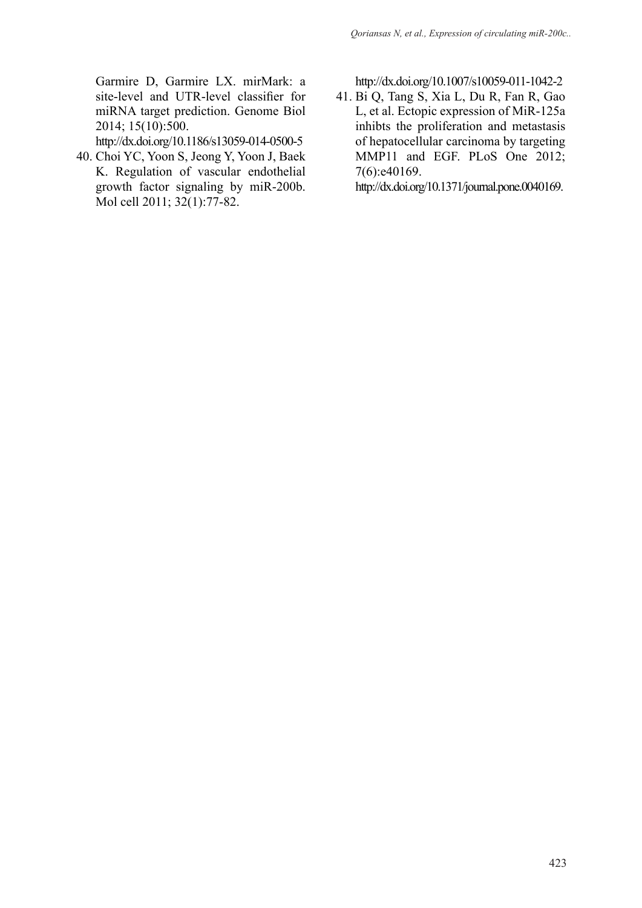Garmire D, Garmire LX. mirMark: a site-level and UTR-level classifier for miRNA target prediction. Genome Biol 2014; 15(10):500.
http://dx.doi.org/10.1186/s13059-014-0500-5

40. Choi YC, Yoon S, Jeong Y, Yoon J, Baek K. Regulation of vascular endothelial growth factor signaling by miR-200b. Mol cell 2011; 32(1):77-82.
http://dx.doi.org/10.1007/s10059-011-1042-2

41. Bi Q, Tang S, Xia L, Du R, Fan R, Gao L, et al. Ectopic expression of MiR-125a inhibts the proliferation and metastasis of hepatocellular carcinoma by targeting MMP11 and EGF. PLoS One 2012; 7(6):e40169.
http://dx.doi.org/10.1371/journal.pone.0040169.